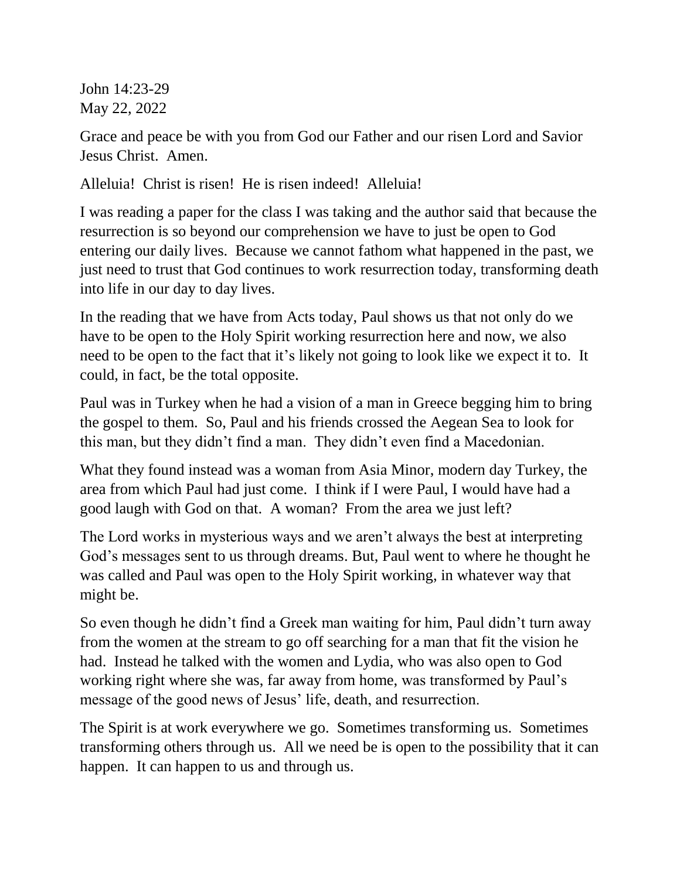John 14:23-29
May 22, 2022

Grace and peace be with you from God our Father and our risen Lord and Savior Jesus Christ. Amen.

Alleluia! Christ is risen! He is risen indeed! Alleluia!

I was reading a paper for the class I was taking and the author said that because the resurrection is so beyond our comprehension we have to just be open to God entering our daily lives. Because we cannot fathom what happened in the past, we just need to trust that God continues to work resurrection today, transforming death into life in our day to day lives.

In the reading that we have from Acts today, Paul shows us that not only do we have to be open to the Holy Spirit working resurrection here and now, we also need to be open to the fact that it's likely not going to look like we expect it to. It could, in fact, be the total opposite.

Paul was in Turkey when he had a vision of a man in Greece begging him to bring the gospel to them. So, Paul and his friends crossed the Aegean Sea to look for this man, but they didn't find a man. They didn't even find a Macedonian.

What they found instead was a woman from Asia Minor, modern day Turkey, the area from which Paul had just come. I think if I were Paul, I would have had a good laugh with God on that. A woman? From the area we just left?

The Lord works in mysterious ways and we aren't always the best at interpreting God's messages sent to us through dreams. But, Paul went to where he thought he was called and Paul was open to the Holy Spirit working, in whatever way that might be.

So even though he didn't find a Greek man waiting for him, Paul didn't turn away from the women at the stream to go off searching for a man that fit the vision he had. Instead he talked with the women and Lydia, who was also open to God working right where she was, far away from home, was transformed by Paul's message of the good news of Jesus' life, death, and resurrection.

The Spirit is at work everywhere we go. Sometimes transforming us. Sometimes transforming others through us. All we need be is open to the possibility that it can happen. It can happen to us and through us.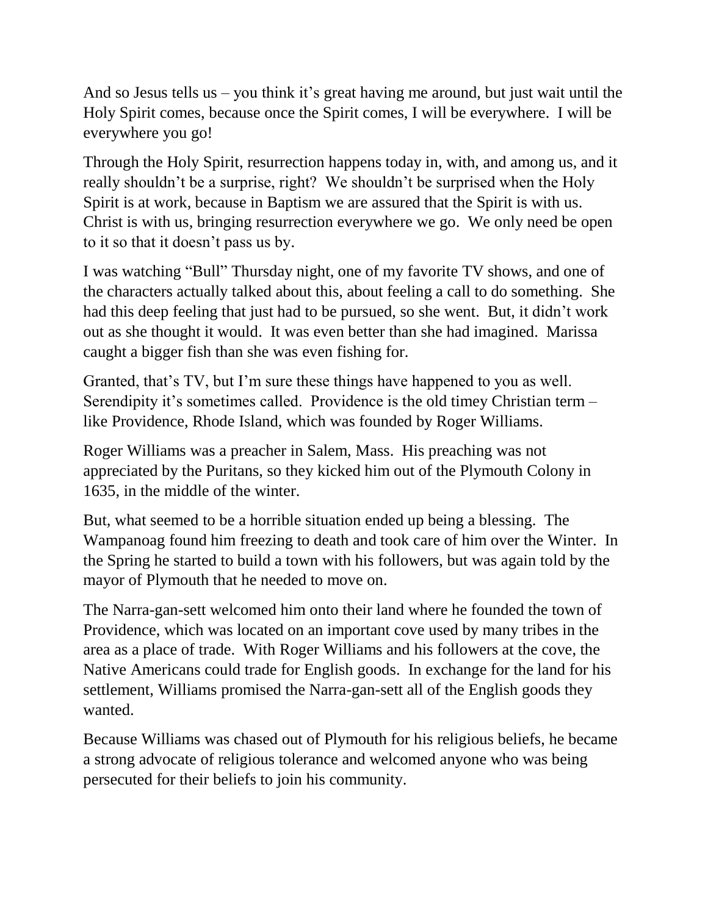And so Jesus tells us – you think it's great having me around, but just wait until the Holy Spirit comes, because once the Spirit comes, I will be everywhere. I will be everywhere you go!

Through the Holy Spirit, resurrection happens today in, with, and among us, and it really shouldn't be a surprise, right? We shouldn't be surprised when the Holy Spirit is at work, because in Baptism we are assured that the Spirit is with us. Christ is with us, bringing resurrection everywhere we go. We only need be open to it so that it doesn't pass us by.

I was watching "Bull" Thursday night, one of my favorite TV shows, and one of the characters actually talked about this, about feeling a call to do something. She had this deep feeling that just had to be pursued, so she went. But, it didn't work out as she thought it would. It was even better than she had imagined. Marissa caught a bigger fish than she was even fishing for.

Granted, that's TV, but I'm sure these things have happened to you as well. Serendipity it's sometimes called. Providence is the old timey Christian term – like Providence, Rhode Island, which was founded by Roger Williams.

Roger Williams was a preacher in Salem, Mass. His preaching was not appreciated by the Puritans, so they kicked him out of the Plymouth Colony in 1635, in the middle of the winter.

But, what seemed to be a horrible situation ended up being a blessing. The Wampanoag found him freezing to death and took care of him over the Winter. In the Spring he started to build a town with his followers, but was again told by the mayor of Plymouth that he needed to move on.

The Narra-gan-sett welcomed him onto their land where he founded the town of Providence, which was located on an important cove used by many tribes in the area as a place of trade. With Roger Williams and his followers at the cove, the Native Americans could trade for English goods. In exchange for the land for his settlement, Williams promised the Narra-gan-sett all of the English goods they wanted.

Because Williams was chased out of Plymouth for his religious beliefs, he became a strong advocate of religious tolerance and welcomed anyone who was being persecuted for their beliefs to join his community.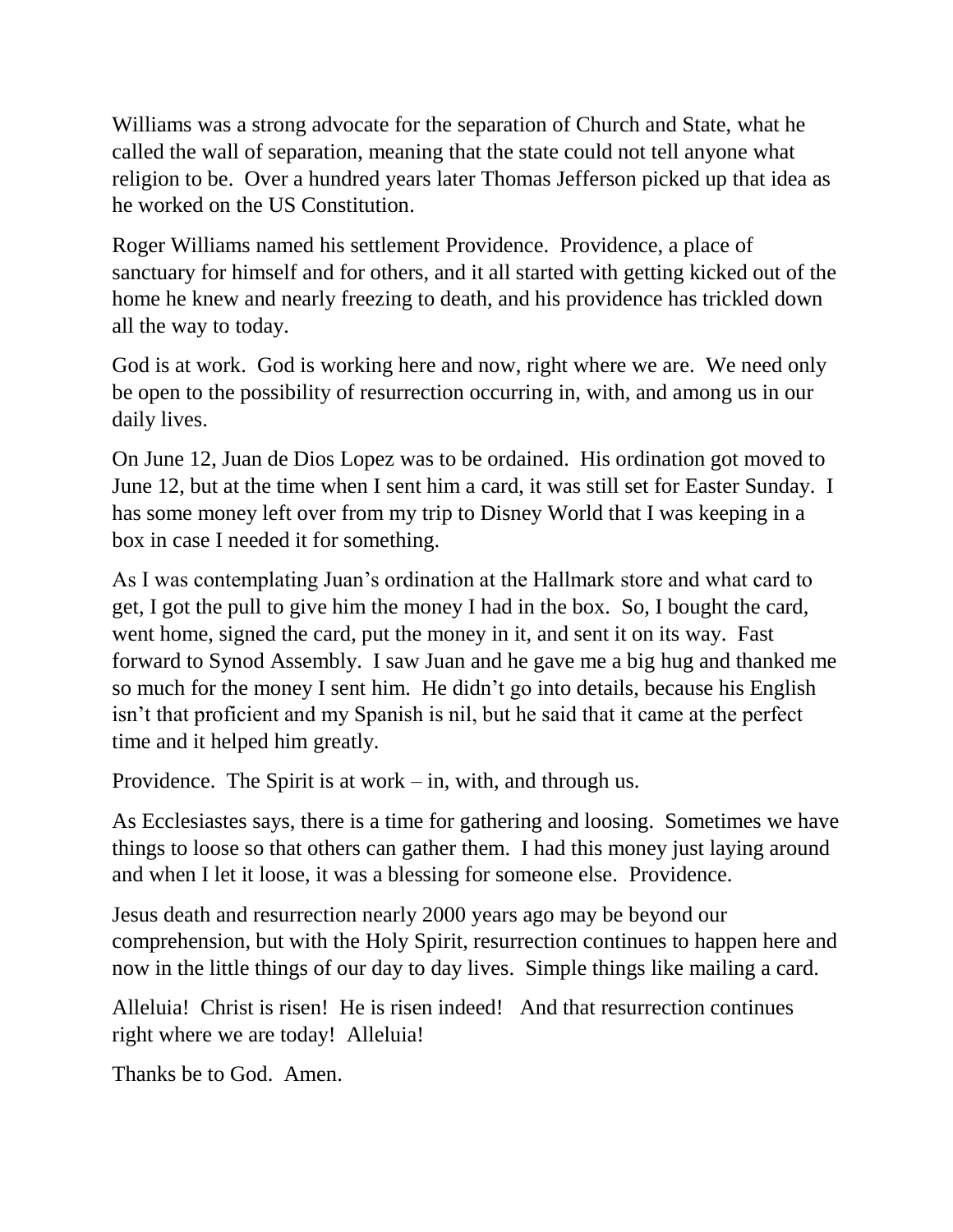Williams was a strong advocate for the separation of Church and State, what he called the wall of separation, meaning that the state could not tell anyone what religion to be. Over a hundred years later Thomas Jefferson picked up that idea as he worked on the US Constitution.

Roger Williams named his settlement Providence. Providence, a place of sanctuary for himself and for others, and it all started with getting kicked out of the home he knew and nearly freezing to death, and his providence has trickled down all the way to today.

God is at work. God is working here and now, right where we are. We need only be open to the possibility of resurrection occurring in, with, and among us in our daily lives.

On June 12, Juan de Dios Lopez was to be ordained. His ordination got moved to June 12, but at the time when I sent him a card, it was still set for Easter Sunday. I has some money left over from my trip to Disney World that I was keeping in a box in case I needed it for something.

As I was contemplating Juan's ordination at the Hallmark store and what card to get, I got the pull to give him the money I had in the box. So, I bought the card, went home, signed the card, put the money in it, and sent it on its way. Fast forward to Synod Assembly. I saw Juan and he gave me a big hug and thanked me so much for the money I sent him. He didn't go into details, because his English isn't that proficient and my Spanish is nil, but he said that it came at the perfect time and it helped him greatly.

Providence. The Spirit is at work – in, with, and through us.

As Ecclesiastes says, there is a time for gathering and loosing. Sometimes we have things to loose so that others can gather them. I had this money just laying around and when I let it loose, it was a blessing for someone else. Providence.

Jesus death and resurrection nearly 2000 years ago may be beyond our comprehension, but with the Holy Spirit, resurrection continues to happen here and now in the little things of our day to day lives. Simple things like mailing a card.

Alleluia! Christ is risen! He is risen indeed! And that resurrection continues right where we are today! Alleluia!

Thanks be to God. Amen.